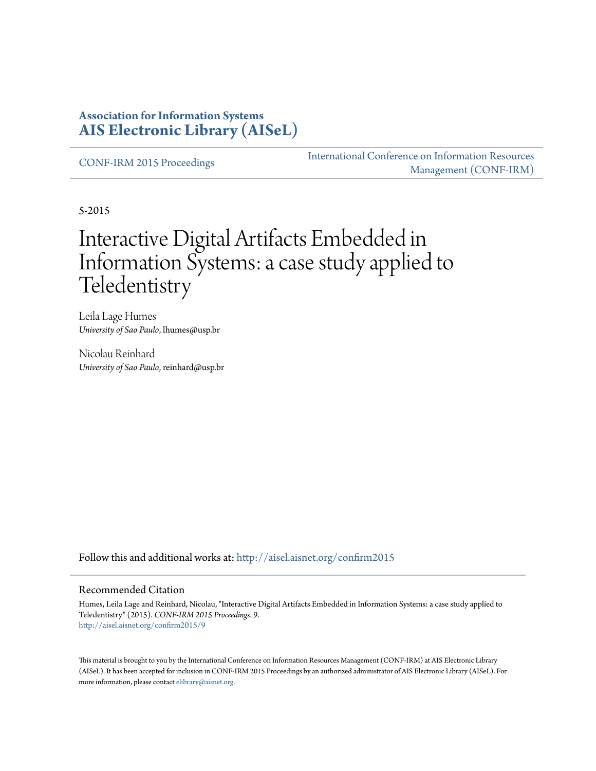**Association for Information Systems**
**AIS Electronic Library (AISeL)**

CONF-IRM 2015 Proceedings

International Conference on Information Resources Management (CONF-IRM)

5-2015

# Interactive Digital Artifacts Embedded in Information Systems: a case study applied to Teledentistry

Leila Lage Humes
*University of Sao Paulo*, lhumes@usp.br

Nicolau Reinhard
*University of Sao Paulo*, reinhard@usp.br

Follow this and additional works at: http://aisel.aisnet.org/confirm2015

## Recommended Citation

Humes, Leila Lage and Reinhard, Nicolau, "Interactive Digital Artifacts Embedded in Information Systems: a case study applied to Teledentistry" (2015). *CONF-IRM 2015 Proceedings*. 9.
http://aisel.aisnet.org/confirm2015/9

This material is brought to you by the International Conference on Information Resources Management (CONF-IRM) at AIS Electronic Library (AISeL). It has been accepted for inclusion in CONF-IRM 2015 Proceedings by an authorized administrator of AIS Electronic Library (AISeL). For more information, please contact elibrary@aisnet.org.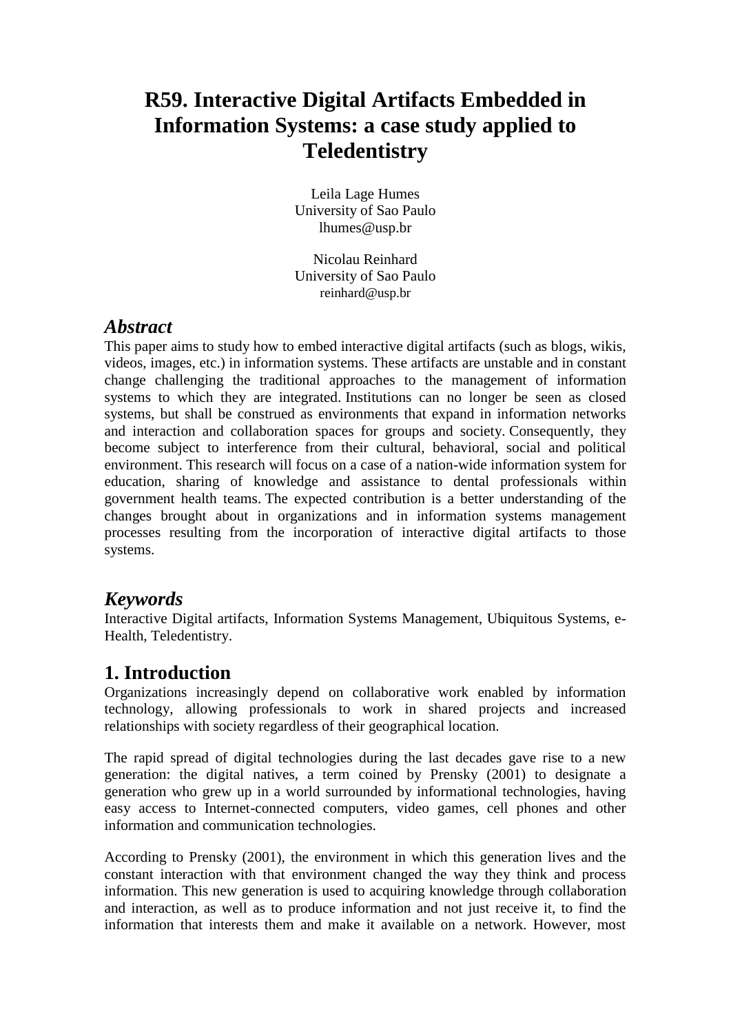# R59. Interactive Digital Artifacts Embedded in Information Systems: a case study applied to Teledentistry

Leila Lage Humes  
University of Sao Paulo  
lhumes@usp.br

Nicolau Reinhard  
University of Sao Paulo  
reinhard@usp.br

## *Abstract*

This paper aims to study how to embed interactive digital artifacts (such as blogs, wikis, videos, images, etc.) in information systems. These artifacts are unstable and in constant change challenging the traditional approaches to the management of information systems to which they are integrated. Institutions can no longer be seen as closed systems, but shall be construed as environments that expand in information networks and interaction and collaboration spaces for groups and society. Consequently, they become subject to interference from their cultural, behavioral, social and political environment. This research will focus on a case of a nation-wide information system for education, sharing of knowledge and assistance to dental professionals within government health teams. The expected contribution is a better understanding of the changes brought about in organizations and in information systems management processes resulting from the incorporation of interactive digital artifacts to those systems.

## *Keywords*

Interactive Digital artifacts, Information Systems Management, Ubiquitous Systems, e-Health, Teledentistry.

## 1. Introduction

Organizations increasingly depend on collaborative work enabled by information technology, allowing professionals to work in shared projects and increased relationships with society regardless of their geographical location.

The rapid spread of digital technologies during the last decades gave rise to a new generation: the digital natives, a term coined by Prensky (2001) to designate a generation who grew up in a world surrounded by informational technologies, having easy access to Internet-connected computers, video games, cell phones and other information and communication technologies.

According to Prensky (2001), the environment in which this generation lives and the constant interaction with that environment changed the way they think and process information. This new generation is used to acquiring knowledge through collaboration and interaction, as well as to produce information and not just receive it, to find the information that interests them and make it available on a network. However, most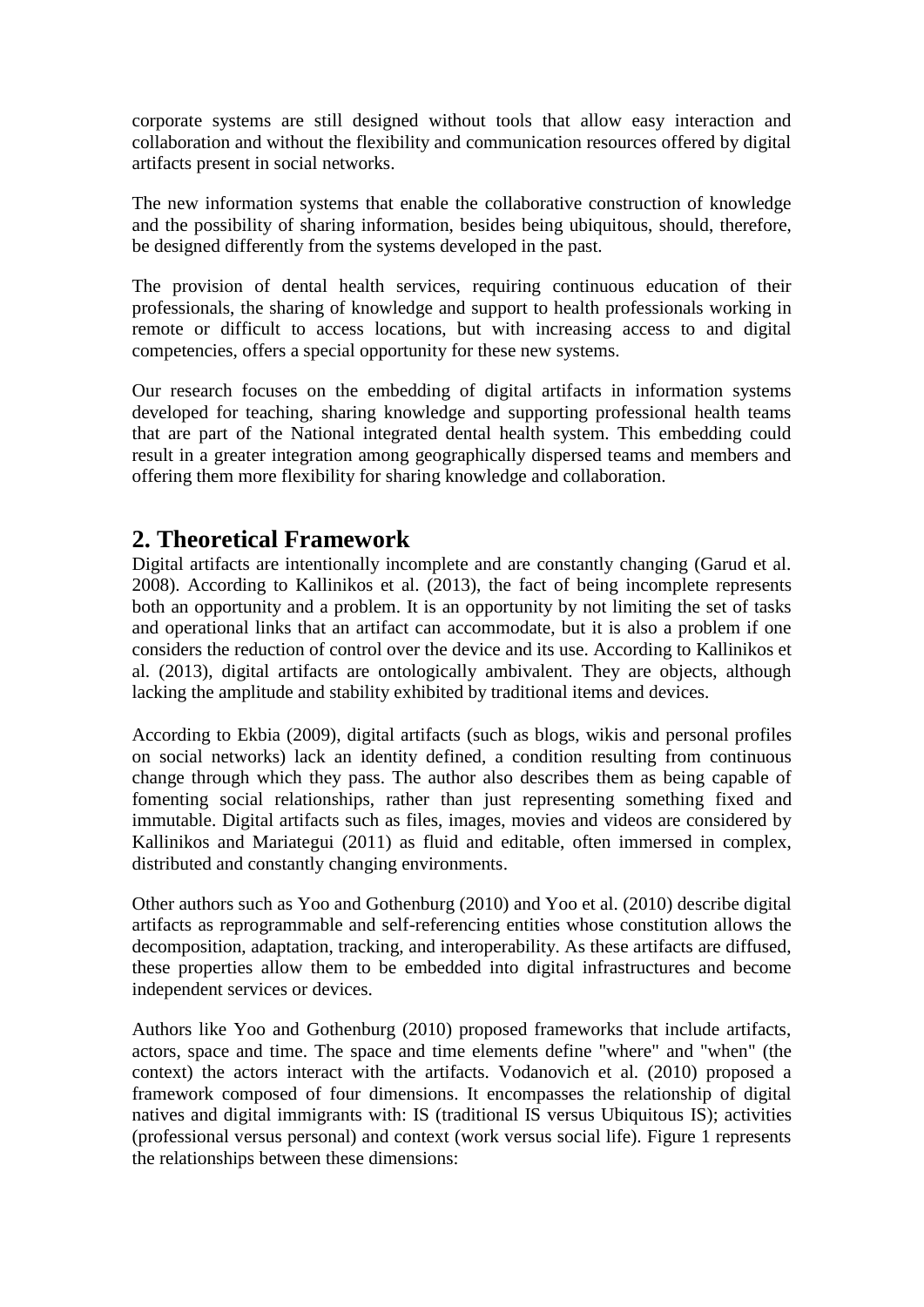corporate systems are still designed without tools that allow easy interaction and collaboration and without the flexibility and communication resources offered by digital artifacts present in social networks.

The new information systems that enable the collaborative construction of knowledge and the possibility of sharing information, besides being ubiquitous, should, therefore, be designed differently from the systems developed in the past.

The provision of dental health services, requiring continuous education of their professionals, the sharing of knowledge and support to health professionals working in remote or difficult to access locations, but with increasing access to and digital competencies, offers a special opportunity for these new systems.

Our research focuses on the embedding of digital artifacts in information systems developed for teaching, sharing knowledge and supporting professional health teams that are part of the National integrated dental health system. This embedding could result in a greater integration among geographically dispersed teams and members and offering them more flexibility for sharing knowledge and collaboration.

## 2. Theoretical Framework

Digital artifacts are intentionally incomplete and are constantly changing (Garud et al. 2008). According to Kallinikos et al. (2013), the fact of being incomplete represents both an opportunity and a problem. It is an opportunity by not limiting the set of tasks and operational links that an artifact can accommodate, but it is also a problem if one considers the reduction of control over the device and its use. According to Kallinikos et al. (2013), digital artifacts are ontologically ambivalent. They are objects, although lacking the amplitude and stability exhibited by traditional items and devices.

According to Ekbia (2009), digital artifacts (such as blogs, wikis and personal profiles on social networks) lack an identity defined, a condition resulting from continuous change through which they pass. The author also describes them as being capable of fomenting social relationships, rather than just representing something fixed and immutable. Digital artifacts such as files, images, movies and videos are considered by Kallinikos and Mariategui (2011) as fluid and editable, often immersed in complex, distributed and constantly changing environments.

Other authors such as Yoo and Gothenburg (2010) and Yoo et al. (2010) describe digital artifacts as reprogrammable and self-referencing entities whose constitution allows the decomposition, adaptation, tracking, and interoperability. As these artifacts are diffused, these properties allow them to be embedded into digital infrastructures and become independent services or devices.

Authors like Yoo and Gothenburg (2010) proposed frameworks that include artifacts, actors, space and time. The space and time elements define "where" and "when" (the context) the actors interact with the artifacts. Vodanovich et al. (2010) proposed a framework composed of four dimensions. It encompasses the relationship of digital natives and digital immigrants with: IS (traditional IS versus Ubiquitous IS); activities (professional versus personal) and context (work versus social life). Figure 1 represents the relationships between these dimensions: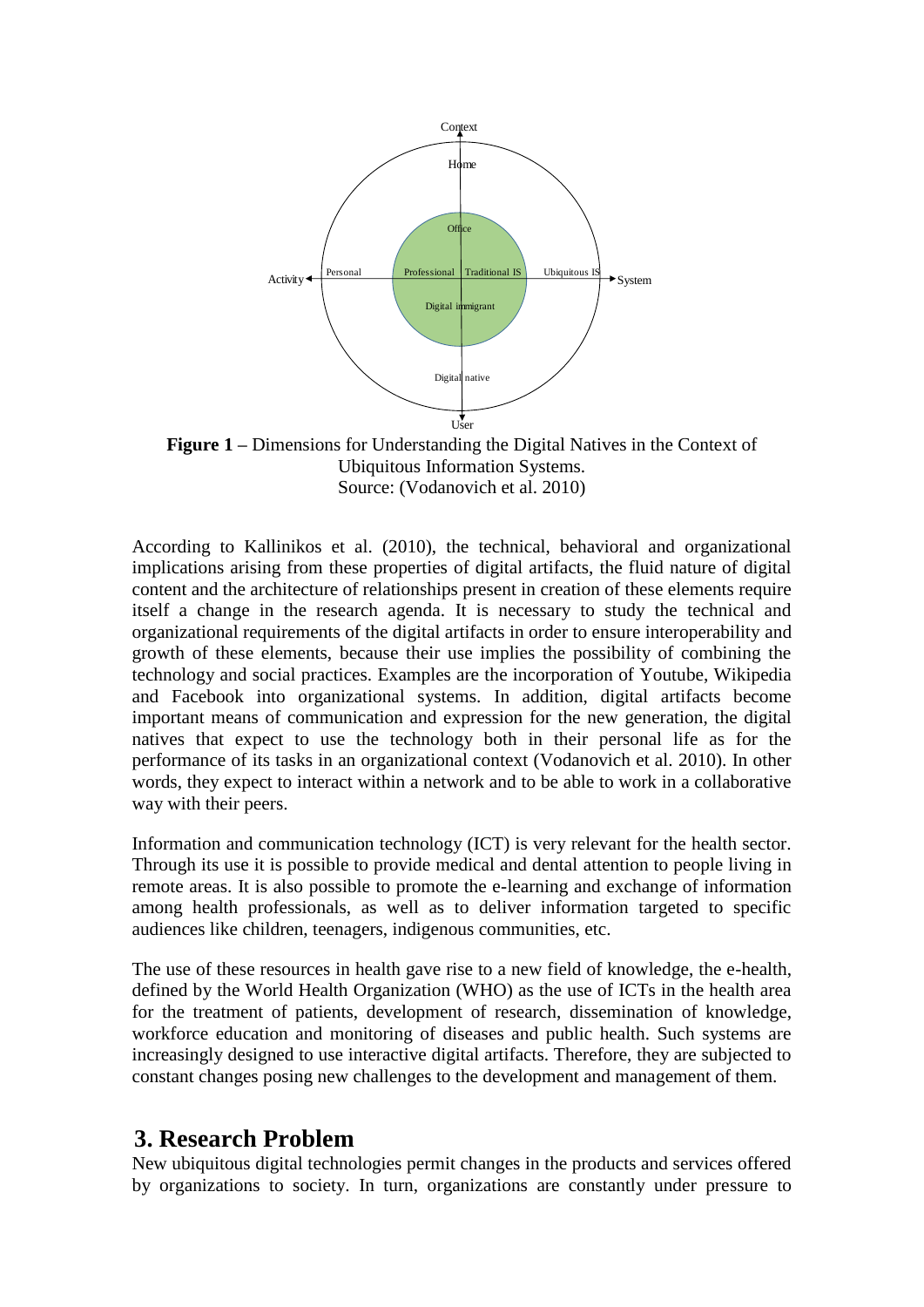**Figure 1** – Dimensions for Understanding the Digital Natives in the Context of Ubiquitous Information Systems.
Source: (Vodanovich et al. 2010)

According to Kallinikos et al. (2010), the technical, behavioral and organizational implications arising from these properties of digital artifacts, the fluid nature of digital content and the architecture of relationships present in creation of these elements require itself a change in the research agenda. It is necessary to study the technical and organizational requirements of the digital artifacts in order to ensure interoperability and growth of these elements, because their use implies the possibility of combining the technology and social practices. Examples are the incorporation of Youtube, Wikipedia and Facebook into organizational systems. In addition, digital artifacts become important means of communication and expression for the new generation, the digital natives that expect to use the technology both in their personal life as for the performance of its tasks in an organizational context (Vodanovich et al. 2010). In other words, they expect to interact within a network and to be able to work in a collaborative way with their peers.

Information and communication technology (ICT) is very relevant for the health sector. Through its use it is possible to provide medical and dental attention to people living in remote areas. It is also possible to promote the e-learning and exchange of information among health professionals, as well as to deliver information targeted to specific audiences like children, teenagers, indigenous communities, etc.

The use of these resources in health gave rise to a new field of knowledge, the e-health, defined by the World Health Organization (WHO) as the use of ICTs in the health area for the treatment of patients, development of research, dissemination of knowledge, workforce education and monitoring of diseases and public health. Such systems are increasingly designed to use interactive digital artifacts. Therefore, they are subjected to constant changes posing new challenges to the development and management of them.

# 3. Research Problem

New ubiquitous digital technologies permit changes in the products and services offered by organizations to society. In turn, organizations are constantly under pressure to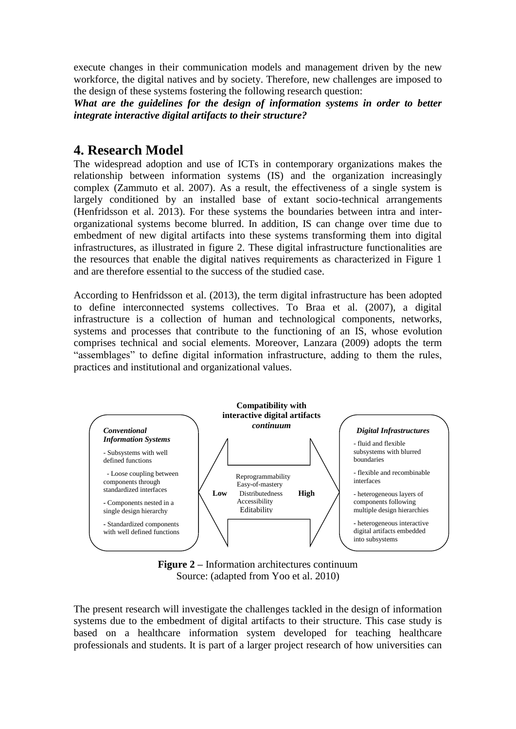execute changes in their communication models and management driven by the new workforce, the digital natives and by society. Therefore, new challenges are imposed to the design of these systems fostering the following research question:

***What are the guidelines for the design of information systems in order to better integrate interactive digital artifacts to their structure?***

# 4. Research Model

The widespread adoption and use of ICTs in contemporary organizations makes the relationship between information systems (IS) and the organization increasingly complex (Zammuto et al. 2007). As a result, the effectiveness of a single system is largely conditioned by an installed base of extant socio-technical arrangements (Henfridsson et al. 2013). For these systems the boundaries between intra and inter-organizational systems become blurred. In addition, IS can change over time due to embedment of new digital artifacts into these systems transforming them into digital infrastructures, as illustrated in figure 2. These digital infrastructure functionalities are the resources that enable the digital natives requirements as characterized in Figure 1 and are therefore essential to the success of the studied case.

According to Henfridsson et al. (2013), the term digital infrastructure has been adopted to define interconnected systems collectives. To Braa et al. (2007), a digital infrastructure is a collection of human and technological components, networks, systems and processes that contribute to the functioning of an IS, whose evolution comprises technical and social elements. Moreover, Lanzara (2009) adopts the term "assemblages" to define digital information infrastructure, adding to them the rules, practices and institutional and organizational values.

**Compatibility with interactive digital artifacts *continuum***

| *Conventional Information Systems* | Low ← Reprogrammability, Easy-of-mastery, Distributedness, Accessibility, Editability → High | *Digital Infrastructures* |
|---|---|---|
| - Subsystems with well defined functions<br>- Loose coupling between components through standardized interfaces<br>- Components nested in a single design hierarchy<br>- Standardized components with well defined functions | | - fluid and flexible subsystems with blurred boundaries<br>- flexible and recombinable interfaces<br>- heterogeneous layers of components following multiple design hierarchies<br>- heterogeneous interactive digital artifacts embedded into subsystems |

**Figure 2 –** Information architectures continuum
Source: (adapted from Yoo et al. 2010)

The present research will investigate the challenges tackled in the design of information systems due to the embedment of digital artifacts to their structure. This case study is based on a healthcare information system developed for teaching healthcare professionals and students. It is part of a larger project research of how universities can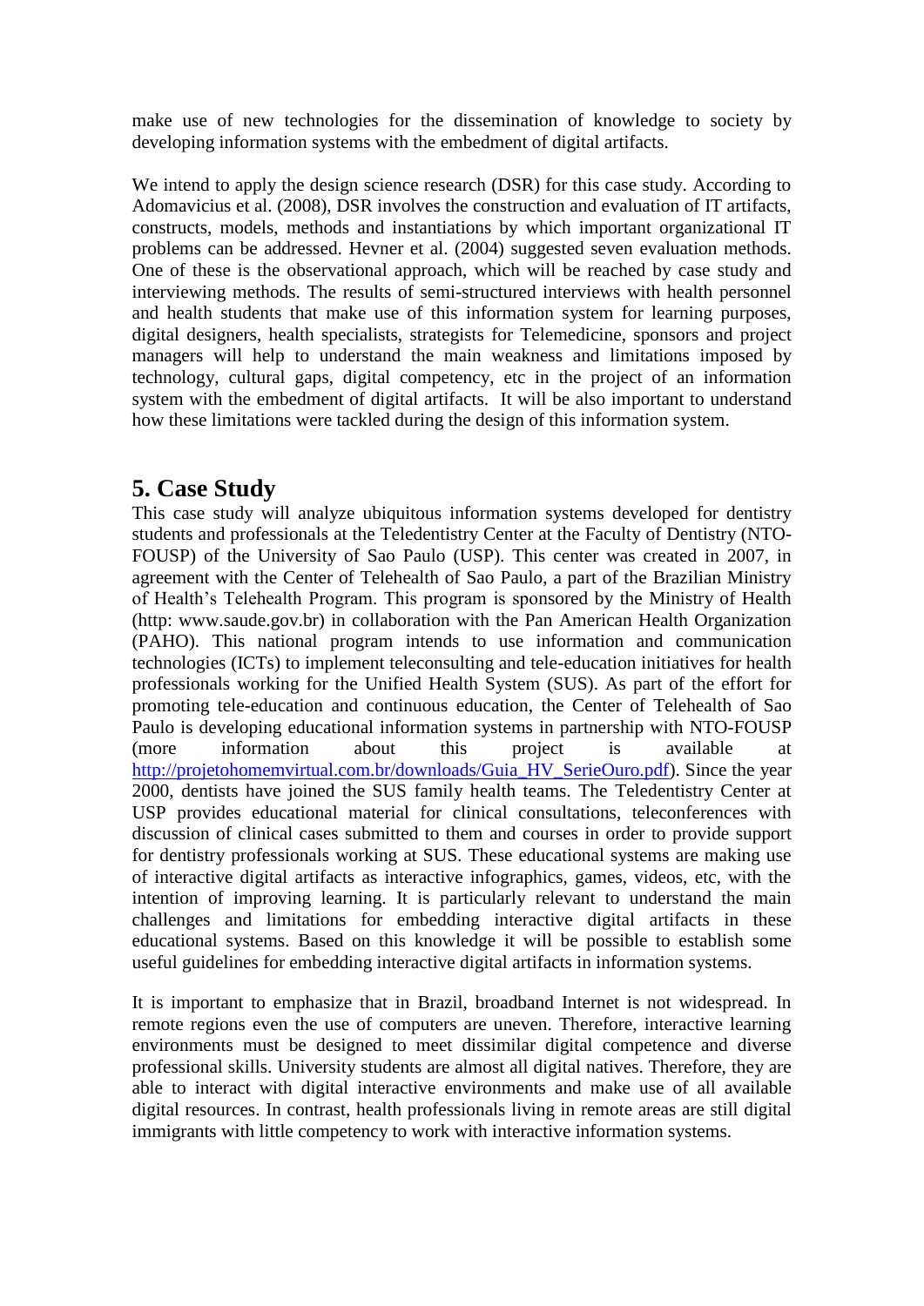make use of new technologies for the dissemination of knowledge to society by developing information systems with the embedment of digital artifacts.

We intend to apply the design science research (DSR) for this case study. According to Adomavicius et al. (2008), DSR involves the construction and evaluation of IT artifacts, constructs, models, methods and instantiations by which important organizational IT problems can be addressed. Hevner et al. (2004) suggested seven evaluation methods. One of these is the observational approach, which will be reached by case study and interviewing methods. The results of semi-structured interviews with health personnel and health students that make use of this information system for learning purposes, digital designers, health specialists, strategists for Telemedicine, sponsors and project managers will help to understand the main weakness and limitations imposed by technology, cultural gaps, digital competency, etc in the project of an information system with the embedment of digital artifacts. It will be also important to understand how these limitations were tackled during the design of this information system.

## 5. Case Study

This case study will analyze ubiquitous information systems developed for dentistry students and professionals at the Teledentistry Center at the Faculty of Dentistry (NTO-FOUSP) of the University of Sao Paulo (USP). This center was created in 2007, in agreement with the Center of Telehealth of Sao Paulo, a part of the Brazilian Ministry of Health's Telehealth Program. This program is sponsored by the Ministry of Health (http: www.saude.gov.br) in collaboration with the Pan American Health Organization (PAHO). This national program intends to use information and communication technologies (ICTs) to implement teleconsulting and tele-education initiatives for health professionals working for the Unified Health System (SUS). As part of the effort for promoting tele-education and continuous education, the Center of Telehealth of Sao Paulo is developing educational information systems in partnership with NTO-FOUSP (more information about this project is available at http://projetohomemvirtual.com.br/downloads/Guia_HV_SerieOuro.pdf). Since the year 2000, dentists have joined the SUS family health teams. The Teledentistry Center at USP provides educational material for clinical consultations, teleconferences with discussion of clinical cases submitted to them and courses in order to provide support for dentistry professionals working at SUS. These educational systems are making use of interactive digital artifacts as interactive infographics, games, videos, etc, with the intention of improving learning. It is particularly relevant to understand the main challenges and limitations for embedding interactive digital artifacts in these educational systems. Based on this knowledge it will be possible to establish some useful guidelines for embedding interactive digital artifacts in information systems.

It is important to emphasize that in Brazil, broadband Internet is not widespread. In remote regions even the use of computers are uneven. Therefore, interactive learning environments must be designed to meet dissimilar digital competence and diverse professional skills. University students are almost all digital natives. Therefore, they are able to interact with digital interactive environments and make use of all available digital resources. In contrast, health professionals living in remote areas are still digital immigrants with little competency to work with interactive information systems.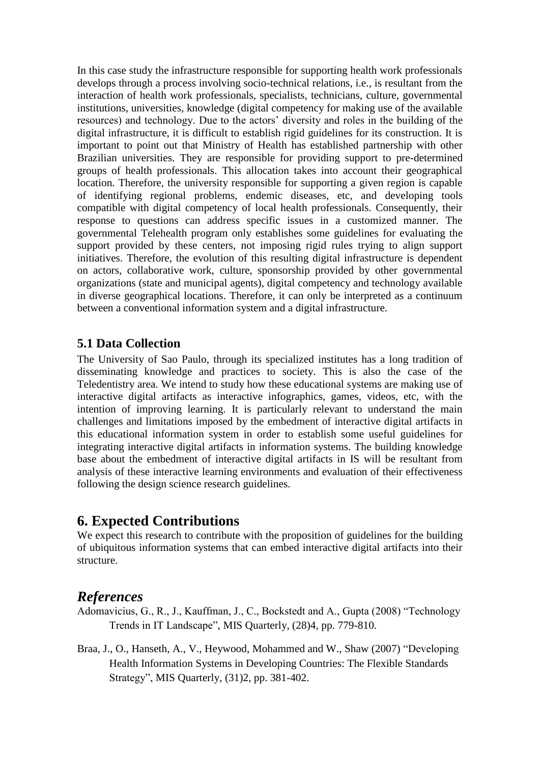In this case study the infrastructure responsible for supporting health work professionals develops through a process involving socio-technical relations, i.e., is resultant from the interaction of health work professionals, specialists, technicians, culture, governmental institutions, universities, knowledge (digital competency for making use of the available resources) and technology. Due to the actors' diversity and roles in the building of the digital infrastructure, it is difficult to establish rigid guidelines for its construction. It is important to point out that Ministry of Health has established partnership with other Brazilian universities. They are responsible for providing support to pre-determined groups of health professionals. This allocation takes into account their geographical location. Therefore, the university responsible for supporting a given region is capable of identifying regional problems, endemic diseases, etc, and developing tools compatible with digital competency of local health professionals. Consequently, their response to questions can address specific issues in a customized manner. The governmental Telehealth program only establishes some guidelines for evaluating the support provided by these centers, not imposing rigid rules trying to align support initiatives. Therefore, the evolution of this resulting digital infrastructure is dependent on actors, collaborative work, culture, sponsorship provided by other governmental organizations (state and municipal agents), digital competency and technology available in diverse geographical locations. Therefore, it can only be interpreted as a continuum between a conventional information system and a digital infrastructure.

### 5.1 Data Collection

The University of Sao Paulo, through its specialized institutes has a long tradition of disseminating knowledge and practices to society. This is also the case of the Teledentistry area. We intend to study how these educational systems are making use of interactive digital artifacts as interactive infographics, games, videos, etc, with the intention of improving learning. It is particularly relevant to understand the main challenges and limitations imposed by the embedment of interactive digital artifacts in this educational information system in order to establish some useful guidelines for integrating interactive digital artifacts in information systems. The building knowledge base about the embedment of interactive digital artifacts in IS will be resultant from analysis of these interactive learning environments and evaluation of their effectiveness following the design science research guidelines.

## 6. Expected Contributions

We expect this research to contribute with the proposition of guidelines for the building of ubiquitous information systems that can embed interactive digital artifacts into their structure.

## *References*

Adomavicius, G., R., J., Kauffman, J., C., Bockstedt and A., Gupta (2008) "Technology Trends in IT Landscape", MIS Quarterly, (28)4, pp. 779-810.

Braa, J., O., Hanseth, A., V., Heywood, Mohammed and W., Shaw (2007) "Developing Health Information Systems in Developing Countries: The Flexible Standards Strategy", MIS Quarterly, (31)2, pp. 381-402.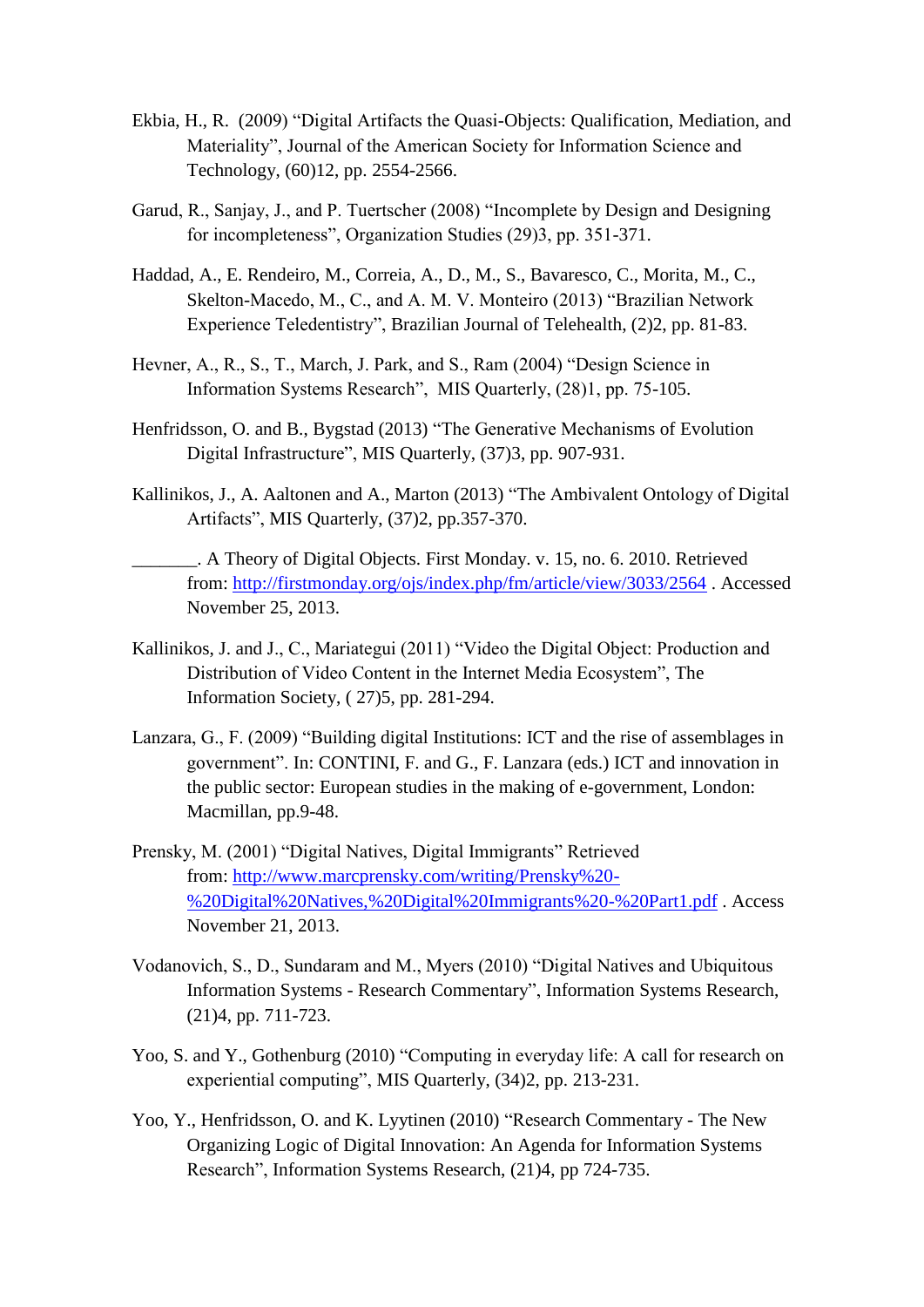Ekbia, H., R. (2009) "Digital Artifacts the Quasi-Objects: Qualification, Mediation, and Materiality", Journal of the American Society for Information Science and Technology, (60)12, pp. 2554-2566.

Garud, R., Sanjay, J., and P. Tuertscher (2008) "Incomplete by Design and Designing for incompleteness", Organization Studies (29)3, pp. 351-371.

Haddad, A., E. Rendeiro, M., Correia, A., D., M., S., Bavaresco, C., Morita, M., C., Skelton-Macedo, M., C., and A. M. V. Monteiro (2013) "Brazilian Network Experience Teledentistry", Brazilian Journal of Telehealth, (2)2, pp. 81-83.

Hevner, A., R., S., T., March, J. Park, and S., Ram (2004) "Design Science in Information Systems Research", MIS Quarterly, (28)1, pp. 75-105.

Henfridsson, O. and B., Bygstad (2013) "The Generative Mechanisms of Evolution Digital Infrastructure", MIS Quarterly, (37)3, pp. 907-931.

Kallinikos, J., A. Aaltonen and A., Marton (2013) "The Ambivalent Ontology of Digital Artifacts", MIS Quarterly, (37)2, pp.357-370.

_______. A Theory of Digital Objects. First Monday. v. 15, no. 6. 2010. Retrieved from: http://firstmonday.org/ojs/index.php/fm/article/view/3033/2564 . Accessed November 25, 2013.

Kallinikos, J. and J., C., Mariategui (2011) "Video the Digital Object: Production and Distribution of Video Content in the Internet Media Ecosystem", The Information Society, ( 27)5, pp. 281-294.

Lanzara, G., F. (2009) "Building digital Institutions: ICT and the rise of assemblages in government". In: CONTINI, F. and G., F. Lanzara (eds.) ICT and innovation in the public sector: European studies in the making of e-government, London: Macmillan, pp.9-48.

Prensky, M. (2001) "Digital Natives, Digital Immigrants" Retrieved from: http://www.marcprensky.com/writing/Prensky%20-%20Digital%20Natives,%20Digital%20Immigrants%20-%20Part1.pdf . Access November 21, 2013.

Vodanovich, S., D., Sundaram and M., Myers (2010) "Digital Natives and Ubiquitous Information Systems - Research Commentary", Information Systems Research, (21)4, pp. 711-723.

Yoo, S. and Y., Gothenburg (2010) "Computing in everyday life: A call for research on experiential computing", MIS Quarterly, (34)2, pp. 213-231.

Yoo, Y., Henfridsson, O. and K. Lyytinen (2010) "Research Commentary - The New Organizing Logic of Digital Innovation: An Agenda for Information Systems Research", Information Systems Research, (21)4, pp 724-735.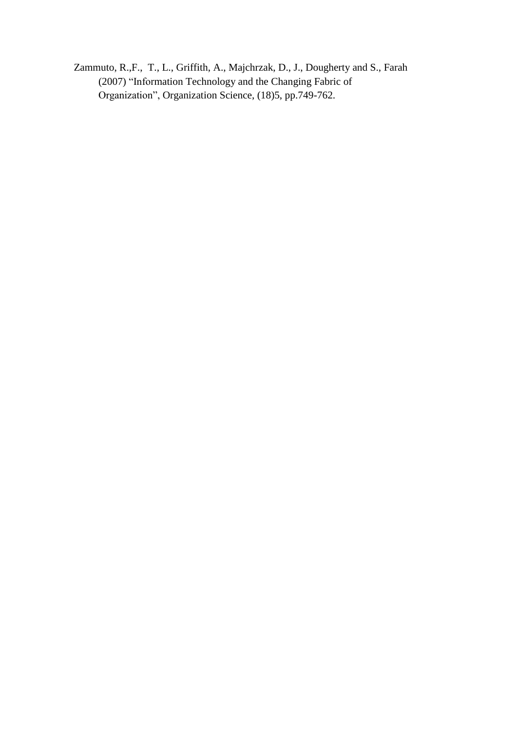Zammuto, R.,F., T., L., Griffith, A., Majchrzak, D., J., Dougherty and S., Farah (2007) "Information Technology and the Changing Fabric of Organization", Organization Science, (18)5, pp.749-762.